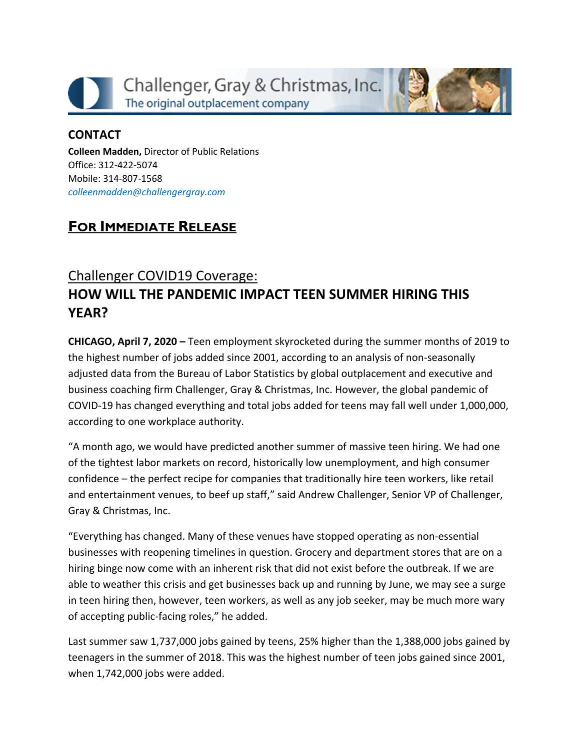Challenger, Gray & Christmas, Inc.
The original outplacement company

**CONTACT**

**Colleen Madden,** Director of Public Relations
Office: 312-422-5074
Mobile: 314-807-1568
*colleenmadden@challengergray.com*

## FOR IMMEDIATE RELEASE

Challenger COVID19 Coverage:

# HOW WILL THE PANDEMIC IMPACT TEEN SUMMER HIRING THIS YEAR?

**CHICAGO, April 7, 2020 –** Teen employment skyrocketed during the summer months of 2019 to the highest number of jobs added since 2001, according to an analysis of non-seasonally adjusted data from the Bureau of Labor Statistics by global outplacement and executive and business coaching firm Challenger, Gray & Christmas, Inc. However, the global pandemic of COVID-19 has changed everything and total jobs added for teens may fall well under 1,000,000, according to one workplace authority.

"A month ago, we would have predicted another summer of massive teen hiring. We had one of the tightest labor markets on record, historically low unemployment, and high consumer confidence – the perfect recipe for companies that traditionally hire teen workers, like retail and entertainment venues, to beef up staff," said Andrew Challenger, Senior VP of Challenger, Gray & Christmas, Inc.

"Everything has changed. Many of these venues have stopped operating as non-essential businesses with reopening timelines in question. Grocery and department stores that are on a hiring binge now come with an inherent risk that did not exist before the outbreak. If we are able to weather this crisis and get businesses back up and running by June, we may see a surge in teen hiring then, however, teen workers, as well as any job seeker, may be much more wary of accepting public-facing roles," he added.

Last summer saw 1,737,000 jobs gained by teens, 25% higher than the 1,388,000 jobs gained by teenagers in the summer of 2018. This was the highest number of teen jobs gained since 2001, when 1,742,000 jobs were added.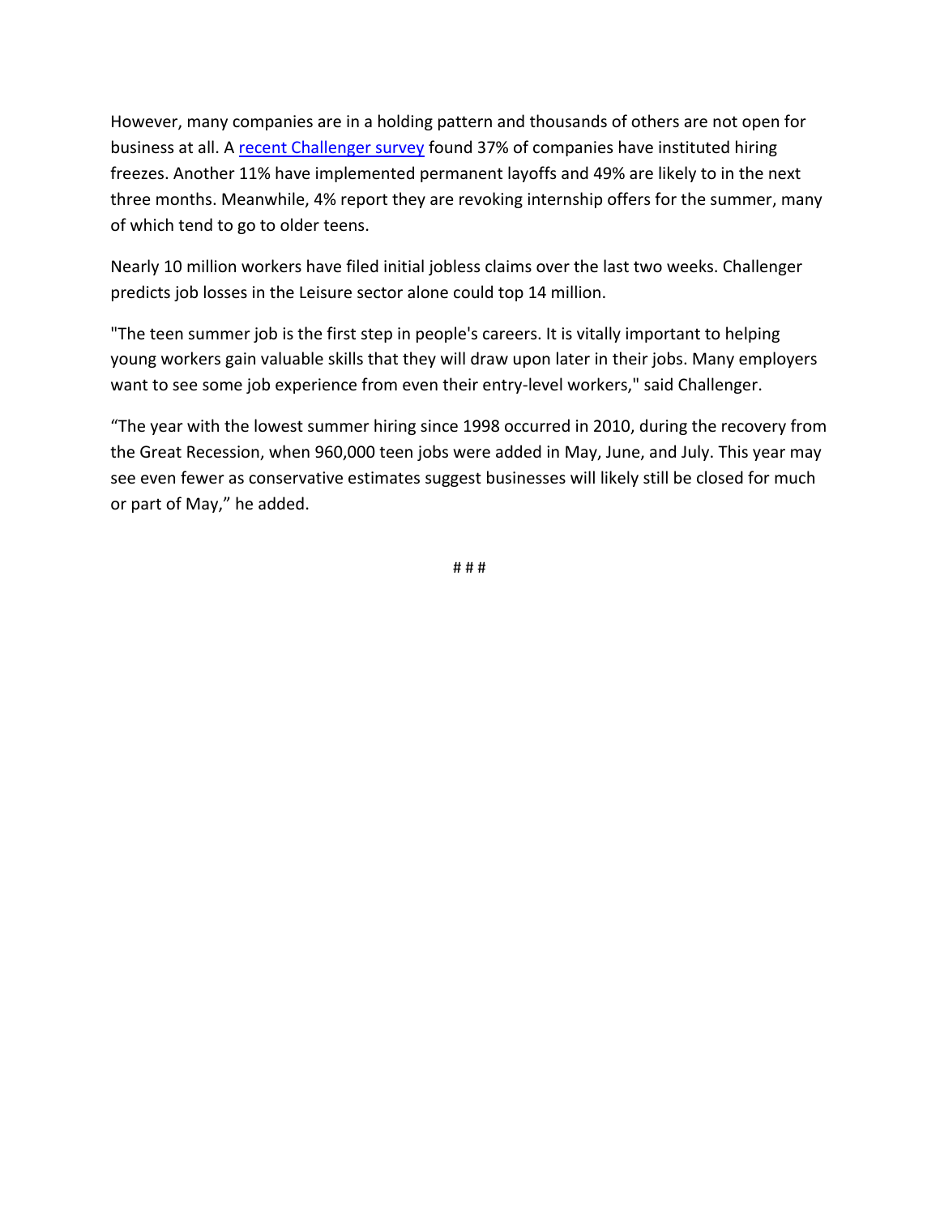However, many companies are in a holding pattern and thousands of others are not open for business at all. A recent Challenger survey found 37% of companies have instituted hiring freezes. Another 11% have implemented permanent layoffs and 49% are likely to in the next three months. Meanwhile, 4% report they are revoking internship offers for the summer, many of which tend to go to older teens.

Nearly 10 million workers have filed initial jobless claims over the last two weeks. Challenger predicts job losses in the Leisure sector alone could top 14 million.

"The teen summer job is the first step in people's careers. It is vitally important to helping young workers gain valuable skills that they will draw upon later in their jobs. Many employers want to see some job experience from even their entry-level workers," said Challenger.

“The year with the lowest summer hiring since 1998 occurred in 2010, during the recovery from the Great Recession, when 960,000 teen jobs were added in May, June, and July. This year may see even fewer as conservative estimates suggest businesses will likely still be closed for much or part of May,” he added.

# # #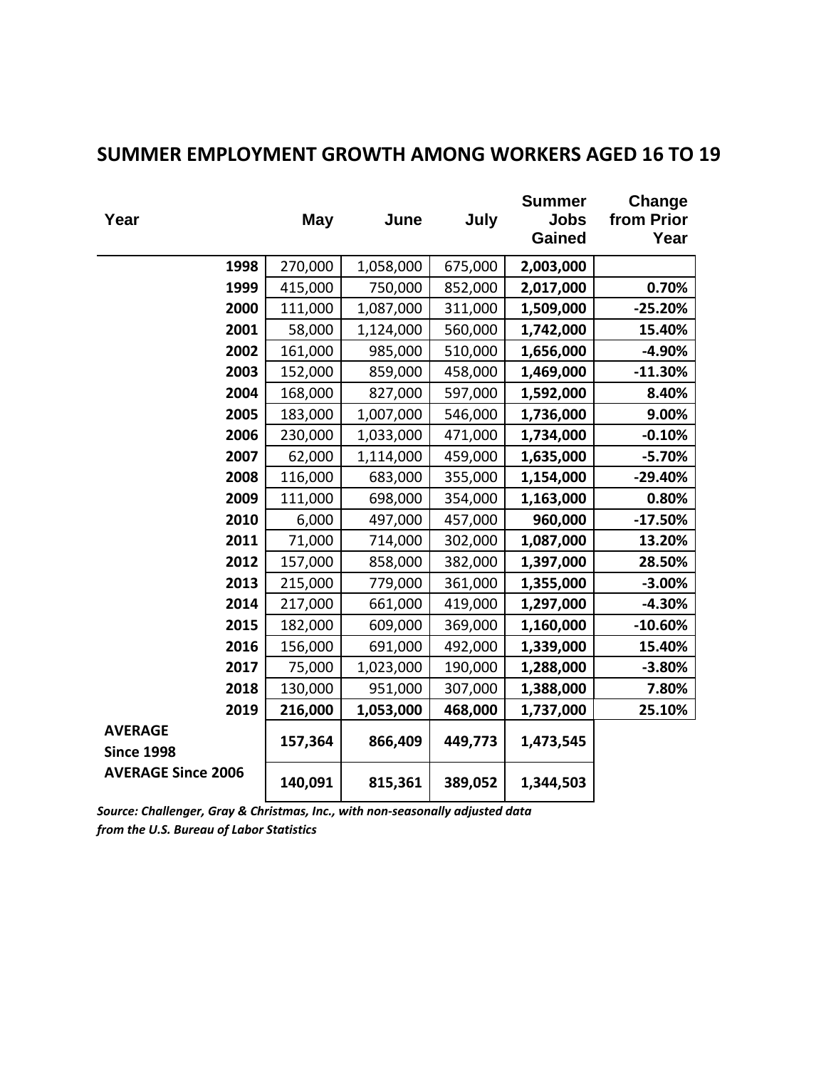## SUMMER EMPLOYMENT GROWTH AMONG WORKERS AGED 16 TO 19

| Year | May | June | July | Summer Jobs Gained | Change from Prior Year |
|---|---|---|---|---|---|
| 1998 | 270,000 | 1,058,000 | 675,000 | **2,003,000** | |
| 1999 | 415,000 | 750,000 | 852,000 | **2,017,000** | **0.70%** |
| 2000 | 111,000 | 1,087,000 | 311,000 | **1,509,000** | **-25.20%** |
| 2001 | 58,000 | 1,124,000 | 560,000 | **1,742,000** | **15.40%** |
| 2002 | 161,000 | 985,000 | 510,000 | **1,656,000** | **-4.90%** |
| 2003 | 152,000 | 859,000 | 458,000 | **1,469,000** | **-11.30%** |
| 2004 | 168,000 | 827,000 | 597,000 | **1,592,000** | **8.40%** |
| 2005 | 183,000 | 1,007,000 | 546,000 | **1,736,000** | **9.00%** |
| 2006 | 230,000 | 1,033,000 | 471,000 | **1,734,000** | **-0.10%** |
| 2007 | 62,000 | 1,114,000 | 459,000 | **1,635,000** | **-5.70%** |
| 2008 | 116,000 | 683,000 | 355,000 | **1,154,000** | **-29.40%** |
| 2009 | 111,000 | 698,000 | 354,000 | **1,163,000** | **0.80%** |
| 2010 | 6,000 | 497,000 | 457,000 | **960,000** | **-17.50%** |
| 2011 | 71,000 | 714,000 | 302,000 | **1,087,000** | **13.20%** |
| 2012 | 157,000 | 858,000 | 382,000 | **1,397,000** | **28.50%** |
| 2013 | 215,000 | 779,000 | 361,000 | **1,355,000** | **-3.00%** |
| 2014 | 217,000 | 661,000 | 419,000 | **1,297,000** | **-4.30%** |
| 2015 | 182,000 | 609,000 | 369,000 | **1,160,000** | **-10.60%** |
| 2016 | 156,000 | 691,000 | 492,000 | **1,339,000** | **15.40%** |
| 2017 | 75,000 | 1,023,000 | 190,000 | **1,288,000** | **-3.80%** |
| 2018 | 130,000 | 951,000 | 307,000 | **1,388,000** | **7.80%** |
| 2019 | **216,000** | **1,053,000** | **468,000** | **1,737,000** | **25.10%** |
| **AVERAGE Since 1998** | **157,364** | **866,409** | **449,773** | **1,473,545** | |
| **AVERAGE Since 2006** | **140,091** | **815,361** | **389,052** | **1,344,503** | |

***Source: Challenger, Gray & Christmas, Inc., with non-seasonally adjusted data from the U.S. Bureau of Labor Statistics***